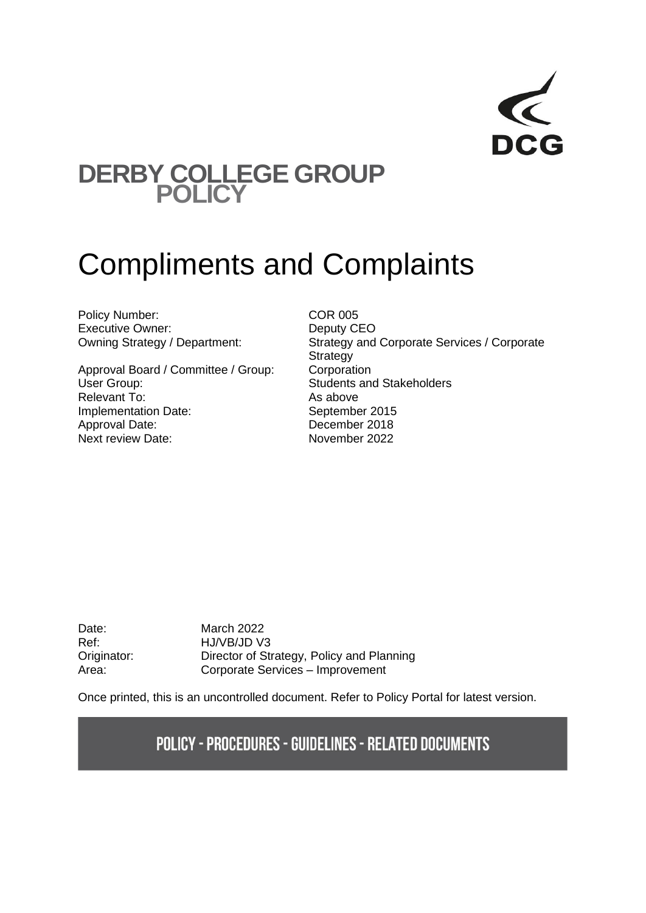DCG

# DERBY COLLEGE GROUP POLICY

# Compliments and Complaints

| | |
|---|---|
| Policy Number: | COR 005 |
| Executive Owner: | Deputy CEO |
| Owning Strategy / Department: | Strategy and Corporate Services / Corporate Strategy |
| Approval Board / Committee / Group: | Corporation |
| User Group: | Students and Stakeholders |
| Relevant To: | As above |
| Implementation Date: | September 2015 |
| Approval Date: | December 2018 |
| Next review Date: | November 2022 |

| | |
|---|---|
| Date: | March 2022 |
| Ref: | HJ/VB/JD V3 |
| Originator: | Director of Strategy, Policy and Planning |
| Area: | Corporate Services – Improvement |

Once printed, this is an uncontrolled document. Refer to Policy Portal for latest version.

**POLICY - PROCEDURES - GUIDELINES - RELATED DOCUMENTS**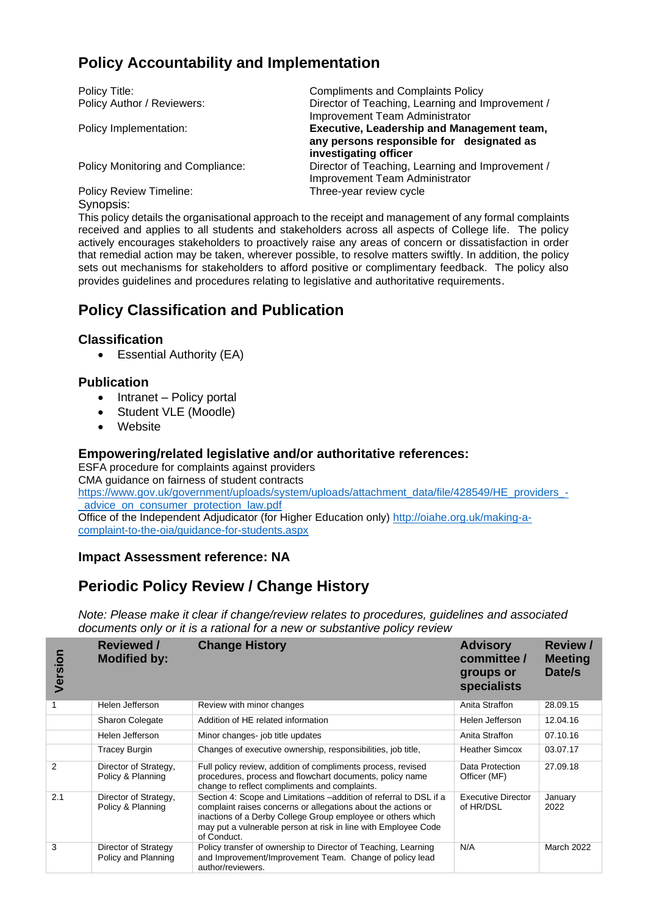## Policy Accountability and Implementation

| | |
|---|---|
| Policy Title: | Compliments and Complaints Policy |
| Policy Author / Reviewers: | Director of Teaching, Learning and Improvement / Improvement Team Administrator |
| Policy Implementation: | **Executive, Leadership and Management team, any persons responsible for designated as investigating officer** |
| Policy Monitoring and Compliance: | Director of Teaching, Learning and Improvement / Improvement Team Administrator |
| Policy Review Timeline: | Three-year review cycle |

Synopsis:

This policy details the organisational approach to the receipt and management of any formal complaints received and applies to all students and stakeholders across all aspects of College life. The policy actively encourages stakeholders to proactively raise any areas of concern or dissatisfaction in order that remedial action may be taken, wherever possible, to resolve matters swiftly. In addition, the policy sets out mechanisms for stakeholders to afford positive or complimentary feedback. The policy also provides guidelines and procedures relating to legislative and authoritative requirements.

## Policy Classification and Publication

### Classification

- Essential Authority (EA)

### Publication

- Intranet – Policy portal
- Student VLE (Moodle)
- Website

### Empowering/related legislative and/or authoritative references:

ESFA procedure for complaints against providers
CMA guidance on fairness of student contracts
https://www.gov.uk/government/uploads/system/uploads/attachment_data/file/428549/HE_providers_-_advice_on_consumer_protection_law.pdf
Office of the Independent Adjudicator (for Higher Education only) http://oiahe.org.uk/making-a-complaint-to-the-oia/guidance-for-students.aspx

### Impact Assessment reference: NA

## Periodic Policy Review / Change History

*Note: Please make it clear if change/review relates to procedures, guidelines and associated documents only or it is a rational for a new or substantive policy review*

| Version | Reviewed / Modified by: | Change History | Advisory committee / groups or specialists | Review / Meeting Date/s |
|---|---|---|---|---|
| 1 | Helen Jefferson | Review with minor changes | Anita Straffon | 28.09.15 |
| | Sharon Colegate | Addition of HE related information | Helen Jefferson | 12.04.16 |
| | Helen Jefferson | Minor changes- job title updates | Anita Straffon | 07.10.16 |
| | Tracey Burgin | Changes of executive ownership, responsibilities, job title, | Heather Simcox | 03.07.17 |
| 2 | Director of Strategy, Policy & Planning | Full policy review, addition of compliments process, revised procedures, process and flowchart documents, policy name change to reflect compliments and complaints. | Data Protection Officer (MF) | 27.09.18 |
| 2.1 | Director of Strategy, Policy & Planning | Section 4: Scope and Limitations –addition of referral to DSL if a complaint raises concerns or allegations about the actions or inactions of a Derby College Group employee or others which may put a vulnerable person at risk in line with Employee Code of Conduct. | Executive Director of HR/DSL | January 2022 |
| 3 | Director of Strategy Policy and Planning | Policy transfer of ownership to Director of Teaching, Learning and Improvement/Improvement Team. Change of policy lead author/reviewers. | N/A | March 2022 |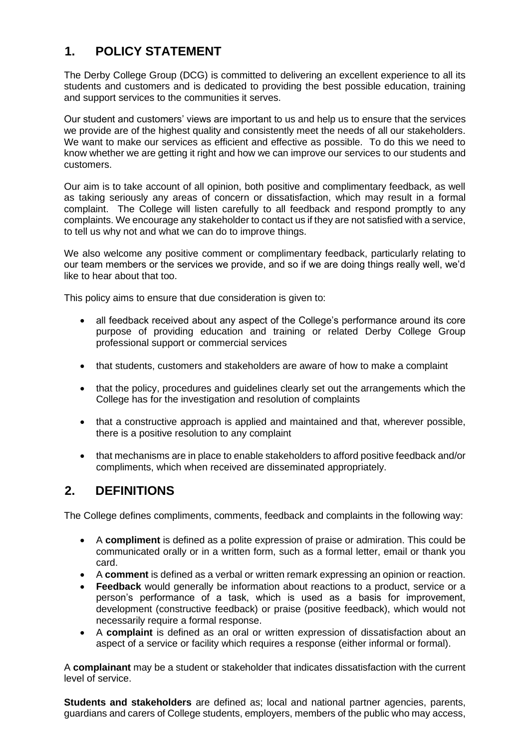## 1. POLICY STATEMENT

The Derby College Group (DCG) is committed to delivering an excellent experience to all its students and customers and is dedicated to providing the best possible education, training and support services to the communities it serves.

Our student and customers' views are important to us and help us to ensure that the services we provide are of the highest quality and consistently meet the needs of all our stakeholders. We want to make our services as efficient and effective as possible. To do this we need to know whether we are getting it right and how we can improve our services to our students and customers.

Our aim is to take account of all opinion, both positive and complimentary feedback, as well as taking seriously any areas of concern or dissatisfaction, which may result in a formal complaint. The College will listen carefully to all feedback and respond promptly to any complaints. We encourage any stakeholder to contact us if they are not satisfied with a service, to tell us why not and what we can do to improve things.

We also welcome any positive comment or complimentary feedback, particularly relating to our team members or the services we provide, and so if we are doing things really well, we'd like to hear about that too.

This policy aims to ensure that due consideration is given to:

- all feedback received about any aspect of the College's performance around its core purpose of providing education and training or related Derby College Group professional support or commercial services
- that students, customers and stakeholders are aware of how to make a complaint
- that the policy, procedures and guidelines clearly set out the arrangements which the College has for the investigation and resolution of complaints
- that a constructive approach is applied and maintained and that, wherever possible, there is a positive resolution to any complaint
- that mechanisms are in place to enable stakeholders to afford positive feedback and/or compliments, which when received are disseminated appropriately.

## 2. DEFINITIONS

The College defines compliments, comments, feedback and complaints in the following way:

- A **compliment** is defined as a polite expression of praise or admiration. This could be communicated orally or in a written form, such as a formal letter, email or thank you card.
- A **comment** is defined as a verbal or written remark expressing an opinion or reaction.
- **Feedback** would generally be information about reactions to a product, service or a person's performance of a task, which is used as a basis for improvement, development (constructive feedback) or praise (positive feedback), which would not necessarily require a formal response.
- A **complaint** is defined as an oral or written expression of dissatisfaction about an aspect of a service or facility which requires a response (either informal or formal).

A **complainant** may be a student or stakeholder that indicates dissatisfaction with the current level of service.

**Students and stakeholders** are defined as; local and national partner agencies, parents, guardians and carers of College students, employers, members of the public who may access,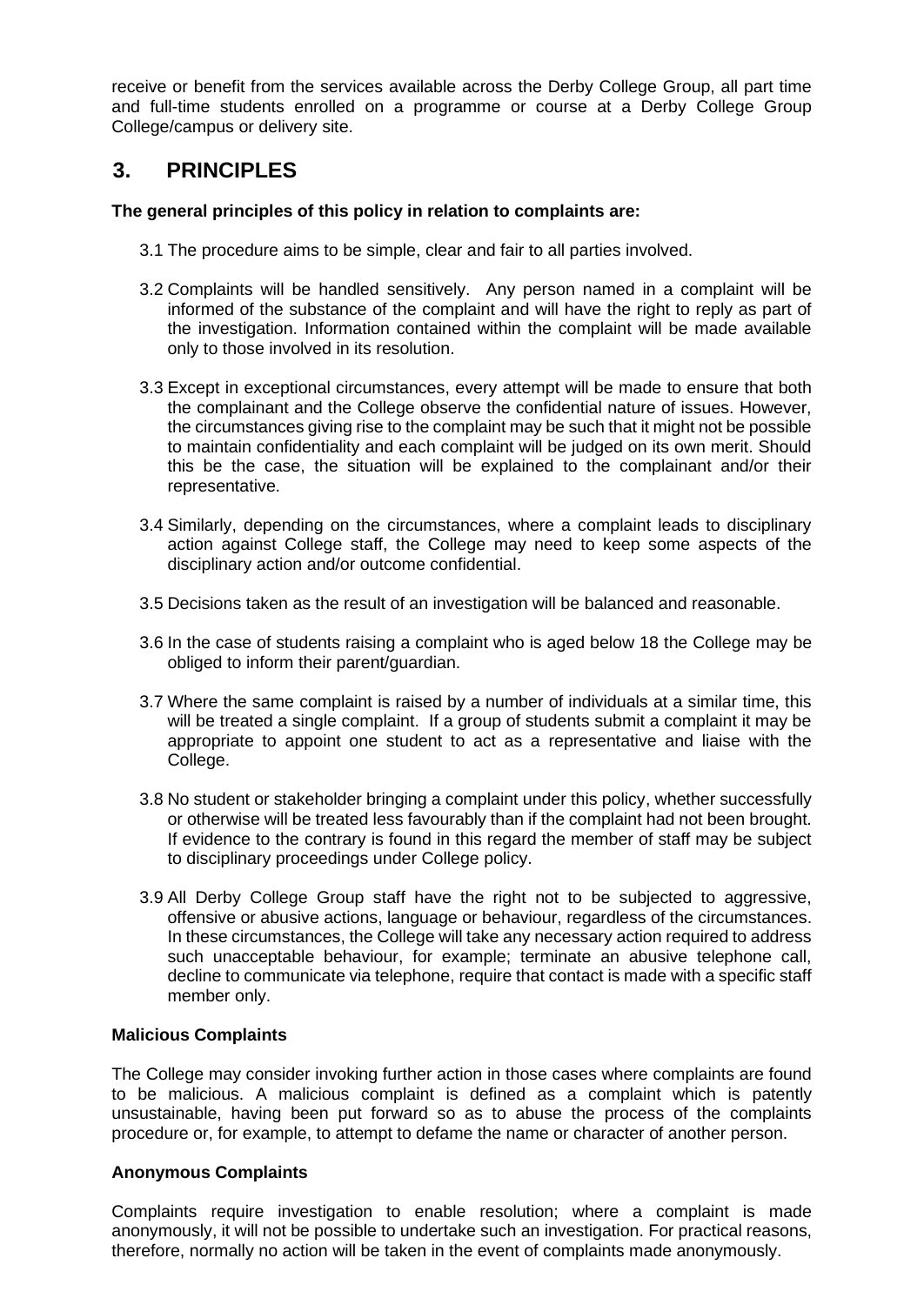receive or benefit from the services available across the Derby College Group, all part time and full-time students enrolled on a programme or course at a Derby College Group College/campus or delivery site.

## 3. PRINCIPLES

**The general principles of this policy in relation to complaints are:**

3.1 The procedure aims to be simple, clear and fair to all parties involved.

3.2 Complaints will be handled sensitively. Any person named in a complaint will be informed of the substance of the complaint and will have the right to reply as part of the investigation. Information contained within the complaint will be made available only to those involved in its resolution.

3.3 Except in exceptional circumstances, every attempt will be made to ensure that both the complainant and the College observe the confidential nature of issues. However, the circumstances giving rise to the complaint may be such that it might not be possible to maintain confidentiality and each complaint will be judged on its own merit. Should this be the case, the situation will be explained to the complainant and/or their representative.

3.4 Similarly, depending on the circumstances, where a complaint leads to disciplinary action against College staff, the College may need to keep some aspects of the disciplinary action and/or outcome confidential.

3.5 Decisions taken as the result of an investigation will be balanced and reasonable.

3.6 In the case of students raising a complaint who is aged below 18 the College may be obliged to inform their parent/guardian.

3.7 Where the same complaint is raised by a number of individuals at a similar time, this will be treated a single complaint. If a group of students submit a complaint it may be appropriate to appoint one student to act as a representative and liaise with the College.

3.8 No student or stakeholder bringing a complaint under this policy, whether successfully or otherwise will be treated less favourably than if the complaint had not been brought. If evidence to the contrary is found in this regard the member of staff may be subject to disciplinary proceedings under College policy.

3.9 All Derby College Group staff have the right not to be subjected to aggressive, offensive or abusive actions, language or behaviour, regardless of the circumstances. In these circumstances, the College will take any necessary action required to address such unacceptable behaviour, for example; terminate an abusive telephone call, decline to communicate via telephone, require that contact is made with a specific staff member only.

**Malicious Complaints**

The College may consider invoking further action in those cases where complaints are found to be malicious. A malicious complaint is defined as a complaint which is patently unsustainable, having been put forward so as to abuse the process of the complaints procedure or, for example, to attempt to defame the name or character of another person.

**Anonymous Complaints**

Complaints require investigation to enable resolution; where a complaint is made anonymously, it will not be possible to undertake such an investigation. For practical reasons, therefore, normally no action will be taken in the event of complaints made anonymously.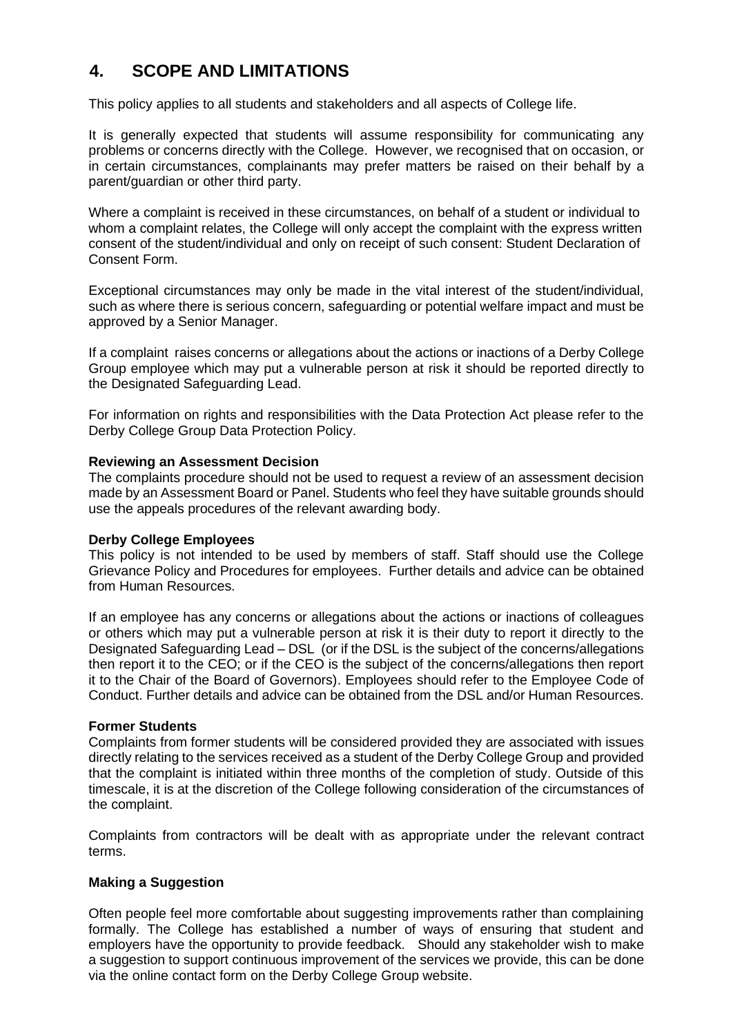## 4. SCOPE AND LIMITATIONS

This policy applies to all students and stakeholders and all aspects of College life.

It is generally expected that students will assume responsibility for communicating any problems or concerns directly with the College. However, we recognised that on occasion, or in certain circumstances, complainants may prefer matters be raised on their behalf by a parent/guardian or other third party.

Where a complaint is received in these circumstances, on behalf of a student or individual to whom a complaint relates, the College will only accept the complaint with the express written consent of the student/individual and only on receipt of such consent: Student Declaration of Consent Form.

Exceptional circumstances may only be made in the vital interest of the student/individual, such as where there is serious concern, safeguarding or potential welfare impact and must be approved by a Senior Manager.

If a complaint raises concerns or allegations about the actions or inactions of a Derby College Group employee which may put a vulnerable person at risk it should be reported directly to the Designated Safeguarding Lead.

For information on rights and responsibilities with the Data Protection Act please refer to the Derby College Group Data Protection Policy.

**Reviewing an Assessment Decision**

The complaints procedure should not be used to request a review of an assessment decision made by an Assessment Board or Panel. Students who feel they have suitable grounds should use the appeals procedures of the relevant awarding body.

**Derby College Employees**

This policy is not intended to be used by members of staff. Staff should use the College Grievance Policy and Procedures for employees. Further details and advice can be obtained from Human Resources.

If an employee has any concerns or allegations about the actions or inactions of colleagues or others which may put a vulnerable person at risk it is their duty to report it directly to the Designated Safeguarding Lead – DSL (or if the DSL is the subject of the concerns/allegations then report it to the CEO; or if the CEO is the subject of the concerns/allegations then report it to the Chair of the Board of Governors). Employees should refer to the Employee Code of Conduct. Further details and advice can be obtained from the DSL and/or Human Resources.

**Former Students**

Complaints from former students will be considered provided they are associated with issues directly relating to the services received as a student of the Derby College Group and provided that the complaint is initiated within three months of the completion of study. Outside of this timescale, it is at the discretion of the College following consideration of the circumstances of the complaint.

Complaints from contractors will be dealt with as appropriate under the relevant contract terms.

**Making a Suggestion**

Often people feel more comfortable about suggesting improvements rather than complaining formally. The College has established a number of ways of ensuring that student and employers have the opportunity to provide feedback. Should any stakeholder wish to make a suggestion to support continuous improvement of the services we provide, this can be done via the online contact form on the Derby College Group website.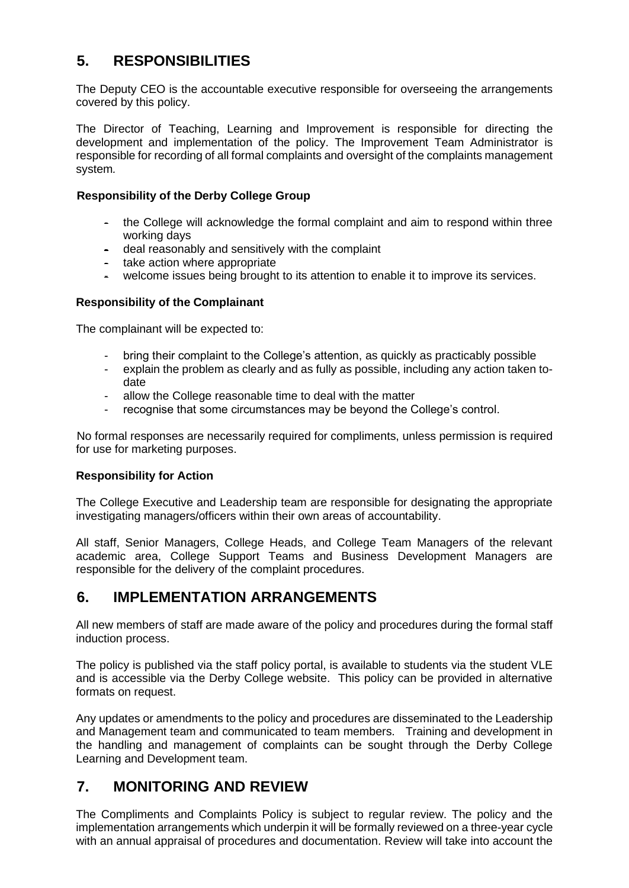## 5. RESPONSIBILITIES

The Deputy CEO is the accountable executive responsible for overseeing the arrangements covered by this policy.

The Director of Teaching, Learning and Improvement is responsible for directing the development and implementation of the policy. The Improvement Team Administrator is responsible for recording of all formal complaints and oversight of the complaints management system.

**Responsibility of the Derby College Group**

- the College will acknowledge the formal complaint and aim to respond within three working days
- deal reasonably and sensitively with the complaint
- take action where appropriate
- welcome issues being brought to its attention to enable it to improve its services.

**Responsibility of the Complainant**

The complainant will be expected to:

- bring their complaint to the College's attention, as quickly as practicably possible
- explain the problem as clearly and as fully as possible, including any action taken to-date
- allow the College reasonable time to deal with the matter
- recognise that some circumstances may be beyond the College's control.

No formal responses are necessarily required for compliments, unless permission is required for use for marketing purposes.

**Responsibility for Action**

The College Executive and Leadership team are responsible for designating the appropriate investigating managers/officers within their own areas of accountability.

All staff, Senior Managers, College Heads, and College Team Managers of the relevant academic area, College Support Teams and Business Development Managers are responsible for the delivery of the complaint procedures.

## 6. IMPLEMENTATION ARRANGEMENTS

All new members of staff are made aware of the policy and procedures during the formal staff induction process.

The policy is published via the staff policy portal, is available to students via the student VLE and is accessible via the Derby College website. This policy can be provided in alternative formats on request.

Any updates or amendments to the policy and procedures are disseminated to the Leadership and Management team and communicated to team members. Training and development in the handling and management of complaints can be sought through the Derby College Learning and Development team.

## 7. MONITORING AND REVIEW

The Compliments and Complaints Policy is subject to regular review. The policy and the implementation arrangements which underpin it will be formally reviewed on a three-year cycle with an annual appraisal of procedures and documentation. Review will take into account the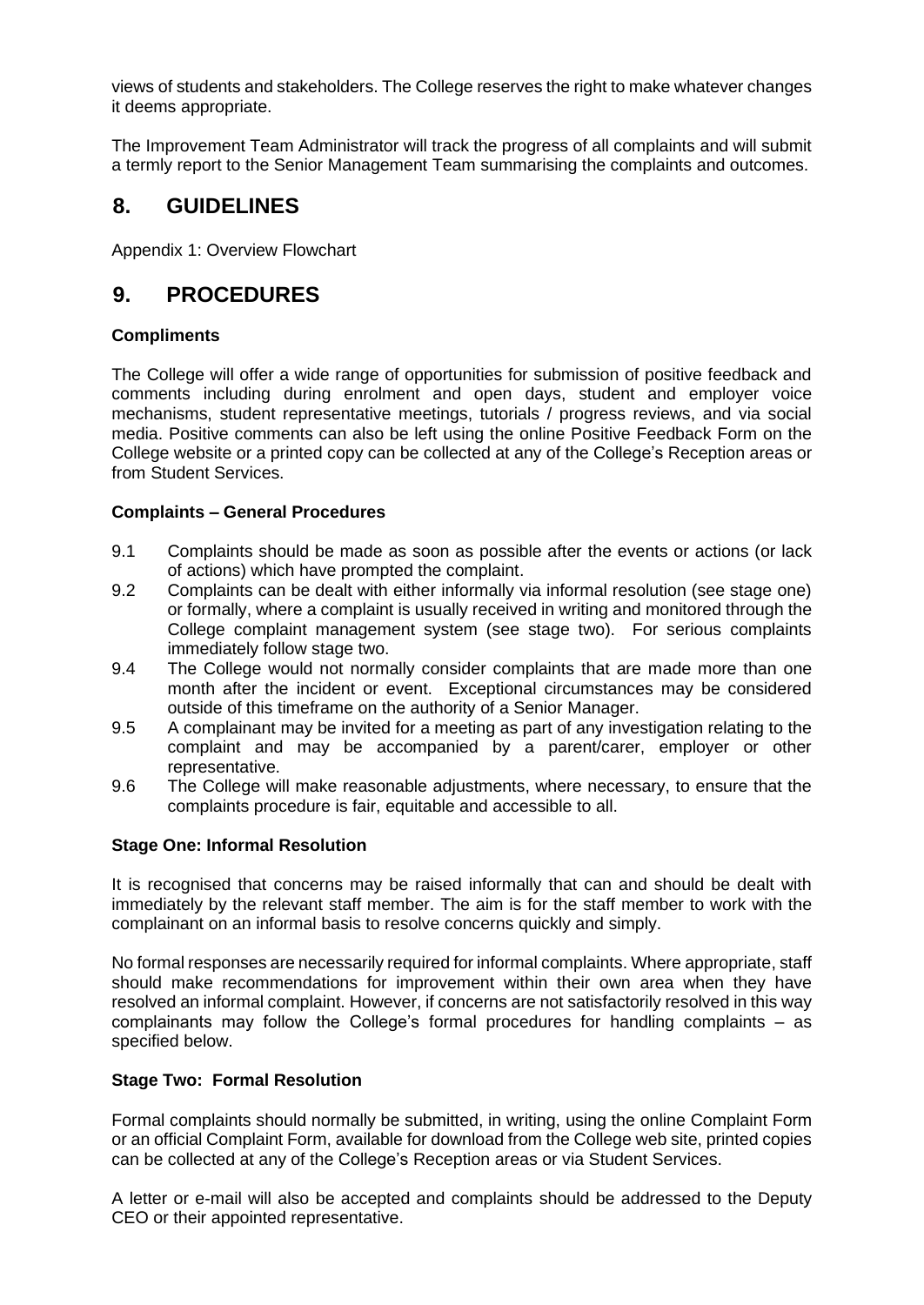views of students and stakeholders. The College reserves the right to make whatever changes it deems appropriate.

The Improvement Team Administrator will track the progress of all complaints and will submit a termly report to the Senior Management Team summarising the complaints and outcomes.

## 8. GUIDELINES

Appendix 1: Overview Flowchart

## 9. PROCEDURES

**Compliments**

The College will offer a wide range of opportunities for submission of positive feedback and comments including during enrolment and open days, student and employer voice mechanisms, student representative meetings, tutorials / progress reviews, and via social media. Positive comments can also be left using the online Positive Feedback Form on the College website or a printed copy can be collected at any of the College's Reception areas or from Student Services.

**Complaints – General Procedures**

9.1 Complaints should be made as soon as possible after the events or actions (or lack of actions) which have prompted the complaint.

9.2 Complaints can be dealt with either informally via informal resolution (see stage one) or formally, where a complaint is usually received in writing and monitored through the College complaint management system (see stage two). For serious complaints immediately follow stage two.

9.4 The College would not normally consider complaints that are made more than one month after the incident or event. Exceptional circumstances may be considered outside of this timeframe on the authority of a Senior Manager.

9.5 A complainant may be invited for a meeting as part of any investigation relating to the complaint and may be accompanied by a parent/carer, employer or other representative.

9.6 The College will make reasonable adjustments, where necessary, to ensure that the complaints procedure is fair, equitable and accessible to all.

**Stage One: Informal Resolution**

It is recognised that concerns may be raised informally that can and should be dealt with immediately by the relevant staff member. The aim is for the staff member to work with the complainant on an informal basis to resolve concerns quickly and simply.

No formal responses are necessarily required for informal complaints. Where appropriate, staff should make recommendations for improvement within their own area when they have resolved an informal complaint. However, if concerns are not satisfactorily resolved in this way complainants may follow the College's formal procedures for handling complaints – as specified below.

**Stage Two: Formal Resolution**

Formal complaints should normally be submitted, in writing, using the online Complaint Form or an official Complaint Form, available for download from the College web site, printed copies can be collected at any of the College's Reception areas or via Student Services.

A letter or e-mail will also be accepted and complaints should be addressed to the Deputy CEO or their appointed representative.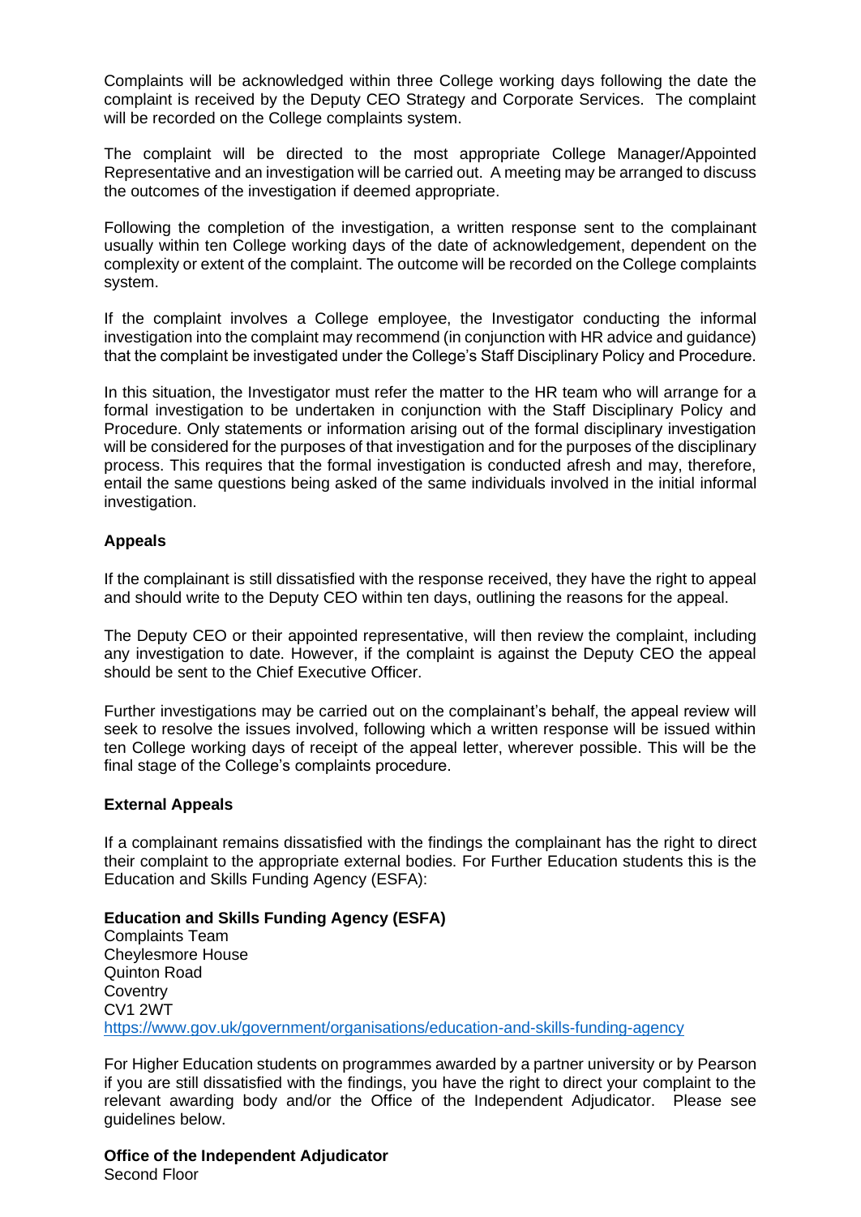Complaints will be acknowledged within three College working days following the date the complaint is received by the Deputy CEO Strategy and Corporate Services. The complaint will be recorded on the College complaints system.

The complaint will be directed to the most appropriate College Manager/Appointed Representative and an investigation will be carried out. A meeting may be arranged to discuss the outcomes of the investigation if deemed appropriate.

Following the completion of the investigation, a written response sent to the complainant usually within ten College working days of the date of acknowledgement, dependent on the complexity or extent of the complaint. The outcome will be recorded on the College complaints system.

If the complaint involves a College employee, the Investigator conducting the informal investigation into the complaint may recommend (in conjunction with HR advice and guidance) that the complaint be investigated under the College's Staff Disciplinary Policy and Procedure.

In this situation, the Investigator must refer the matter to the HR team who will arrange for a formal investigation to be undertaken in conjunction with the Staff Disciplinary Policy and Procedure. Only statements or information arising out of the formal disciplinary investigation will be considered for the purposes of that investigation and for the purposes of the disciplinary process. This requires that the formal investigation is conducted afresh and may, therefore, entail the same questions being asked of the same individuals involved in the initial informal investigation.

**Appeals**

If the complainant is still dissatisfied with the response received, they have the right to appeal and should write to the Deputy CEO within ten days, outlining the reasons for the appeal.

The Deputy CEO or their appointed representative, will then review the complaint, including any investigation to date. However, if the complaint is against the Deputy CEO the appeal should be sent to the Chief Executive Officer.

Further investigations may be carried out on the complainant's behalf, the appeal review will seek to resolve the issues involved, following which a written response will be issued within ten College working days of receipt of the appeal letter, wherever possible. This will be the final stage of the College's complaints procedure.

**External Appeals**

If a complainant remains dissatisfied with the findings the complainant has the right to direct their complaint to the appropriate external bodies. For Further Education students this is the Education and Skills Funding Agency (ESFA):

**Education and Skills Funding Agency (ESFA)**
Complaints Team
Cheylesmore House
Quinton Road
Coventry
CV1 2WT
https://www.gov.uk/government/organisations/education-and-skills-funding-agency

For Higher Education students on programmes awarded by a partner university or by Pearson if you are still dissatisfied with the findings, you have the right to direct your complaint to the relevant awarding body and/or the Office of the Independent Adjudicator. Please see guidelines below.

**Office of the Independent Adjudicator**
Second Floor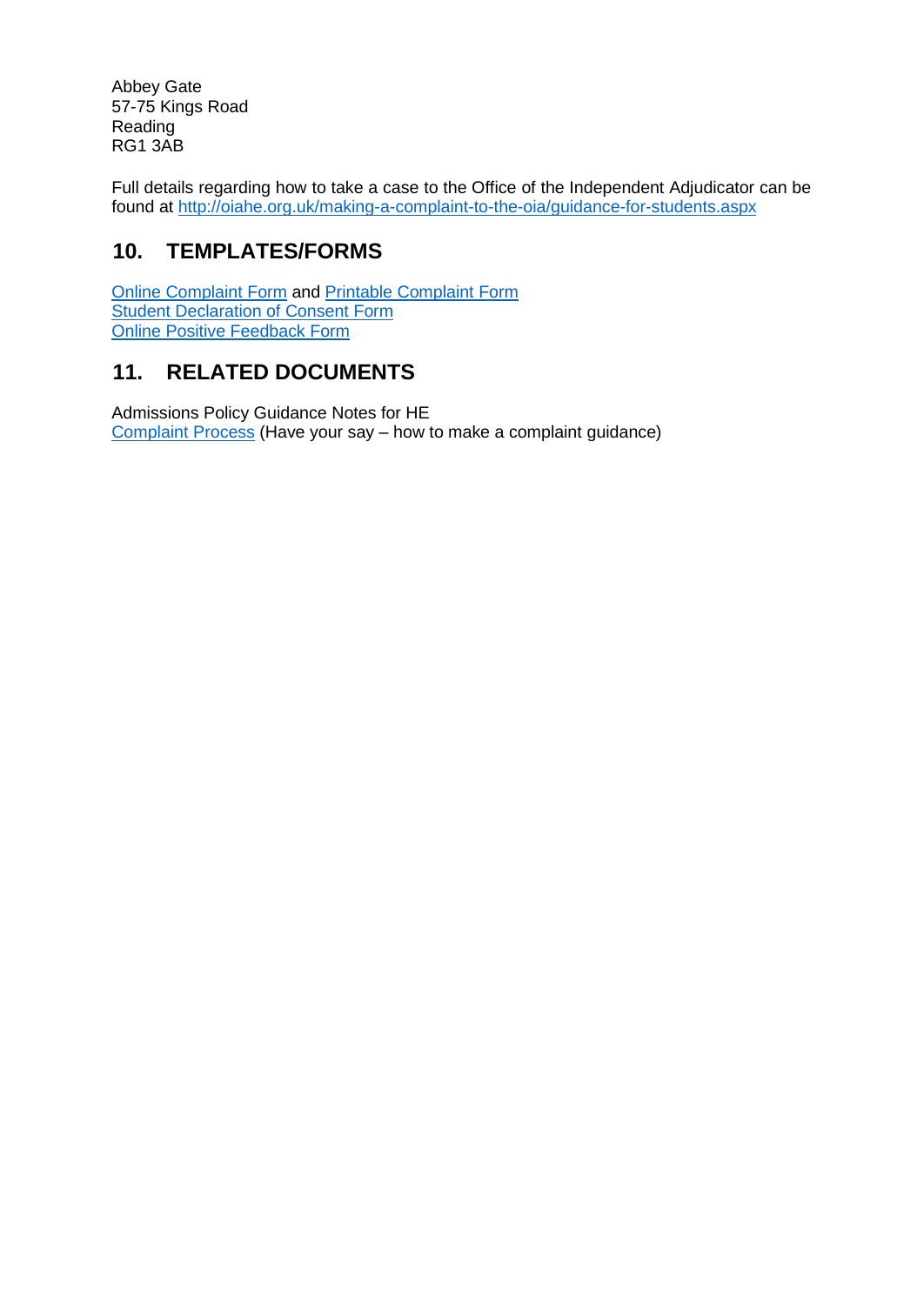Abbey Gate
57-75 Kings Road
Reading
RG1 3AB

Full details regarding how to take a case to the Office of the Independent Adjudicator can be found at http://oiahe.org.uk/making-a-complaint-to-the-oia/guidance-for-students.aspx

## 10. TEMPLATES/FORMS

Online Complaint Form and Printable Complaint Form
Student Declaration of Consent Form
Online Positive Feedback Form

## 11. RELATED DOCUMENTS

Admissions Policy Guidance Notes for HE
Complaint Process (Have your say – how to make a complaint guidance)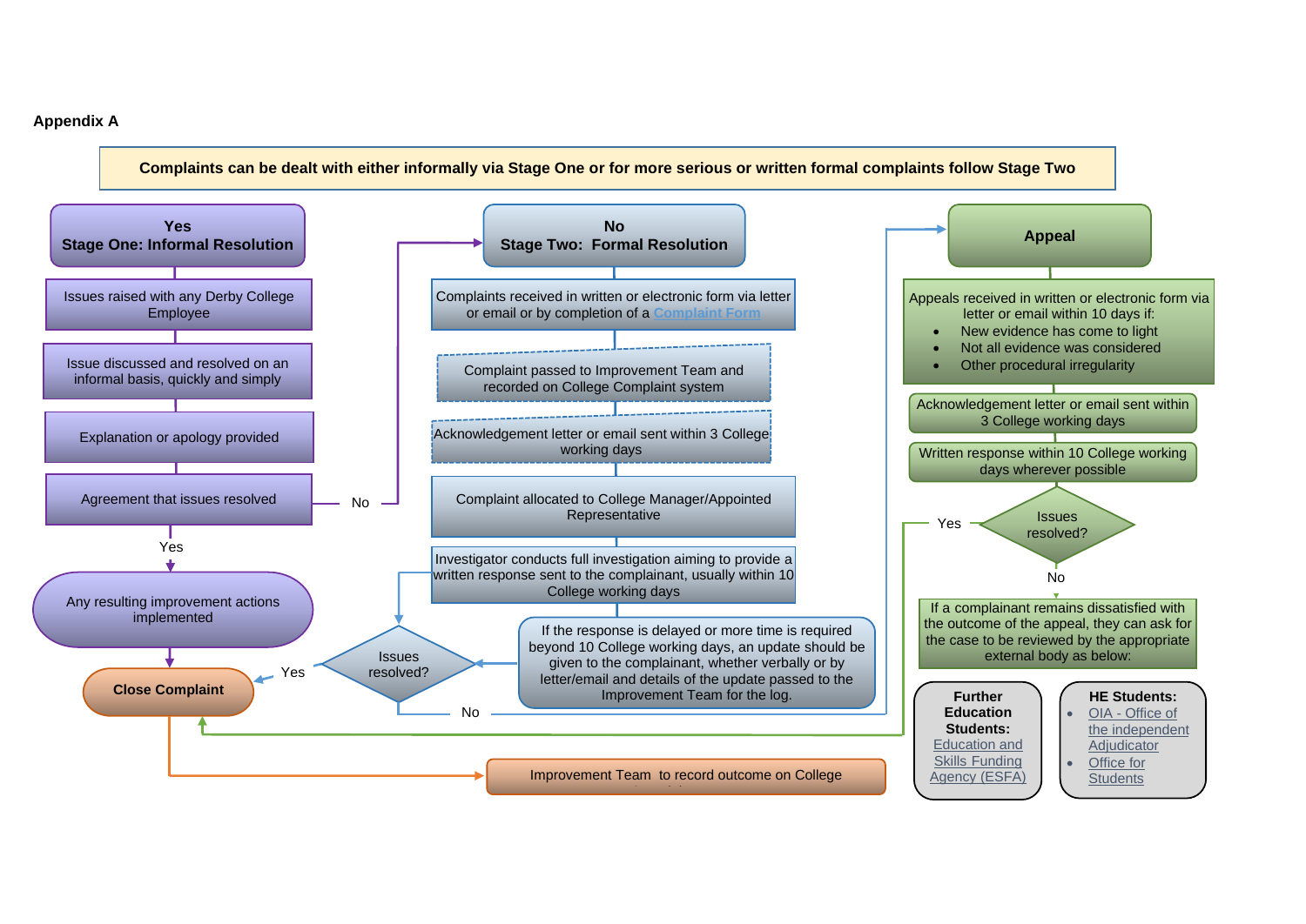**Appendix A**

**Complaints can be dealt with either informally via Stage One or for more serious or written formal complaints follow Stage Two**

**Yes**
**Stage One: Informal Resolution**

Issues raised with any Derby College Employee

Issue discussed and resolved on an informal basis, quickly and simply

Explanation or apology provided

Agreement that issues resolved

No

Yes

Any resulting improvement actions implemented

Close Complaint

**No**
**Stage Two: Formal Resolution**

Complaints received in written or electronic form via letter or email or by completion of a Complaint Form

Complaint passed to Improvement Team and recorded on College Complaint system

Acknowledgement letter or email sent within 3 College working days

Complaint allocated to College Manager/Appointed Representative

Investigator conducts full investigation aiming to provide a written response sent to the complainant, usually within 10 College working days

If the response is delayed or more time is required beyond 10 College working days, an update should be given to the complainant, whether verbally or by letter/email and details of the update passed to the Improvement Team for the log.

Issues resolved?

Yes

No

Improvement Team to record outcome on College

**Appeal**

Appeals received in written or electronic form via letter or email within 10 days if:

- New evidence has come to light
- Not all evidence was considered
- Other procedural irregularity

Acknowledgement letter or email sent within 3 College working days

Written response within 10 College working days wherever possible

Issues resolved?

Yes

No

If a complainant remains dissatisfied with the outcome of the appeal, they can ask for the case to be reviewed by the appropriate external body as below:

**Further Education Students:**
Education and Skills Funding Agency (ESFA)

**HE Students:**
- OIA - Office of the independent Adjudicator
- Office for Students